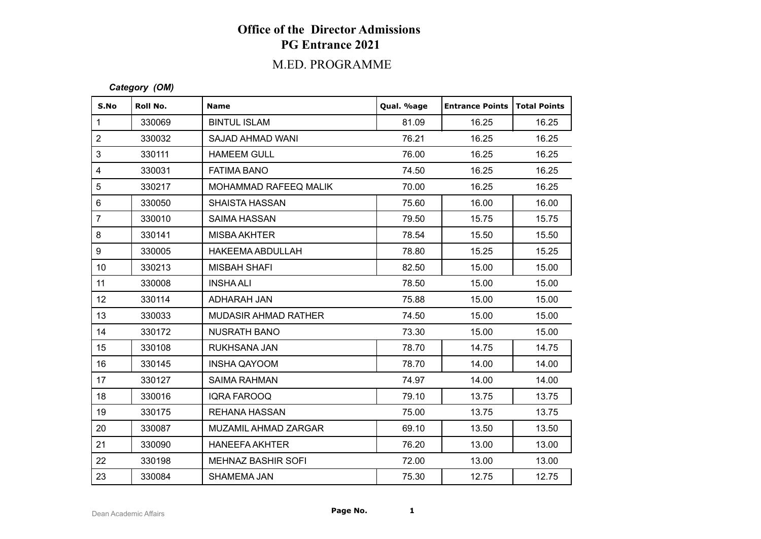# Office of the Director Admissions
## PG Entrance 2021
### M.ED. PROGRAMME

***Category (OM)***

| S.No | Roll No. | Name | Qual. %age | Entrance Points | Total Points |
|---|---|---|---|---|---|
| 1 | 330069 | BINTUL ISLAM | 81.09 | 16.25 | 16.25 |
| 2 | 330032 | SAJAD AHMAD WANI | 76.21 | 16.25 | 16.25 |
| 3 | 330111 | HAMEEM GULL | 76.00 | 16.25 | 16.25 |
| 4 | 330031 | FATIMA BANO | 74.50 | 16.25 | 16.25 |
| 5 | 330217 | MOHAMMAD RAFEEQ MALIK | 70.00 | 16.25 | 16.25 |
| 6 | 330050 | SHAISTA HASSAN | 75.60 | 16.00 | 16.00 |
| 7 | 330010 | SAIMA HASSAN | 79.50 | 15.75 | 15.75 |
| 8 | 330141 | MISBA AKHTER | 78.54 | 15.50 | 15.50 |
| 9 | 330005 | HAKEEMA ABDULLAH | 78.80 | 15.25 | 15.25 |
| 10 | 330213 | MISBAH SHAFI | 82.50 | 15.00 | 15.00 |
| 11 | 330008 | INSHA ALI | 78.50 | 15.00 | 15.00 |
| 12 | 330114 | ADHARAH JAN | 75.88 | 15.00 | 15.00 |
| 13 | 330033 | MUDASIR AHMAD RATHER | 74.50 | 15.00 | 15.00 |
| 14 | 330172 | NUSRATH BANO | 73.30 | 15.00 | 15.00 |
| 15 | 330108 | RUKHSANA JAN | 78.70 | 14.75 | 14.75 |
| 16 | 330145 | INSHA QAYOOM | 78.70 | 14.00 | 14.00 |
| 17 | 330127 | SAIMA RAHMAN | 74.97 | 14.00 | 14.00 |
| 18 | 330016 | IQRA FAROOQ | 79.10 | 13.75 | 13.75 |
| 19 | 330175 | REHANA HASSAN | 75.00 | 13.75 | 13.75 |
| 20 | 330087 | MUZAMIL AHMAD ZARGAR | 69.10 | 13.50 | 13.50 |
| 21 | 330090 | HANEEFA AKHTER | 76.20 | 13.00 | 13.00 |
| 22 | 330198 | MEHNAZ BASHIR SOFI | 72.00 | 13.00 | 13.00 |
| 23 | 330084 | SHAMEMA JAN | 75.30 | 12.75 | 12.75 |

Dean Academic Affairs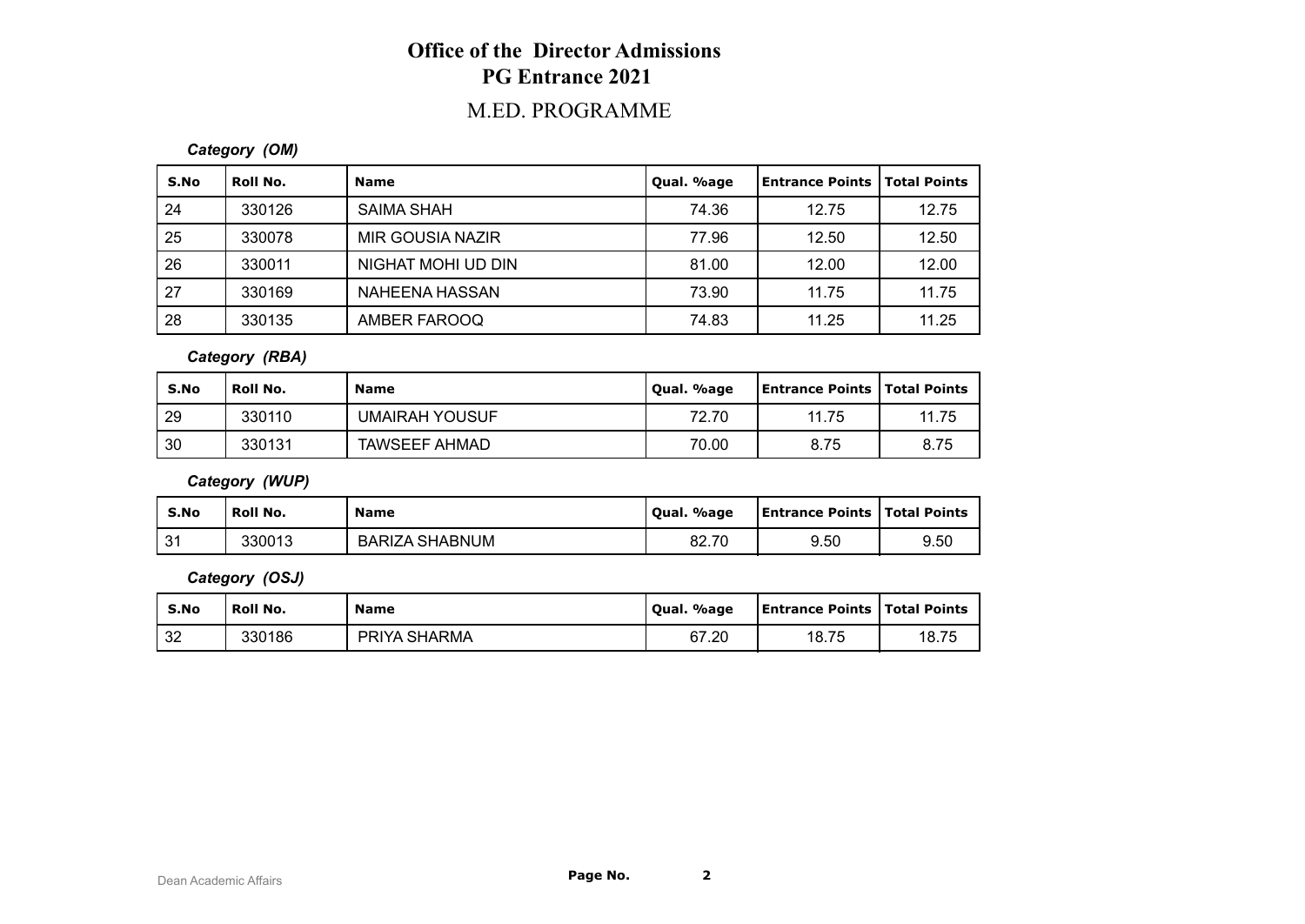# Office of the Director Admissions
## PG Entrance 2021
## M.ED. PROGRAMME

*Category (OM)*

| S.No | Roll No. | Name | Qual. %age | Entrance Points | Total Points |
|---|---|---|---|---|---|
| 24 | 330126 | SAIMA SHAH | 74.36 | 12.75 | 12.75 |
| 25 | 330078 | MIR GOUSIA NAZIR | 77.96 | 12.50 | 12.50 |
| 26 | 330011 | NIGHAT MOHI UD DIN | 81.00 | 12.00 | 12.00 |
| 27 | 330169 | NAHEENA HASSAN | 73.90 | 11.75 | 11.75 |
| 28 | 330135 | AMBER FAROOQ | 74.83 | 11.25 | 11.25 |

*Category (RBA)*

| S.No | Roll No. | Name | Qual. %age | Entrance Points | Total Points |
|---|---|---|---|---|---|
| 29 | 330110 | UMAIRAH YOUSUF | 72.70 | 11.75 | 11.75 |
| 30 | 330131 | TAWSEEF AHMAD | 70.00 | 8.75 | 8.75 |

*Category (WUP)*

| S.No | Roll No. | Name | Qual. %age | Entrance Points | Total Points |
|---|---|---|---|---|---|
| 31 | 330013 | BARIZA SHABNUM | 82.70 | 9.50 | 9.50 |

*Category (OSJ)*

| S.No | Roll No. | Name | Qual. %age | Entrance Points | Total Points |
|---|---|---|---|---|---|
| 32 | 330186 | PRIYA SHARMA | 67.20 | 18.75 | 18.75 |

Dean Academic Affairs